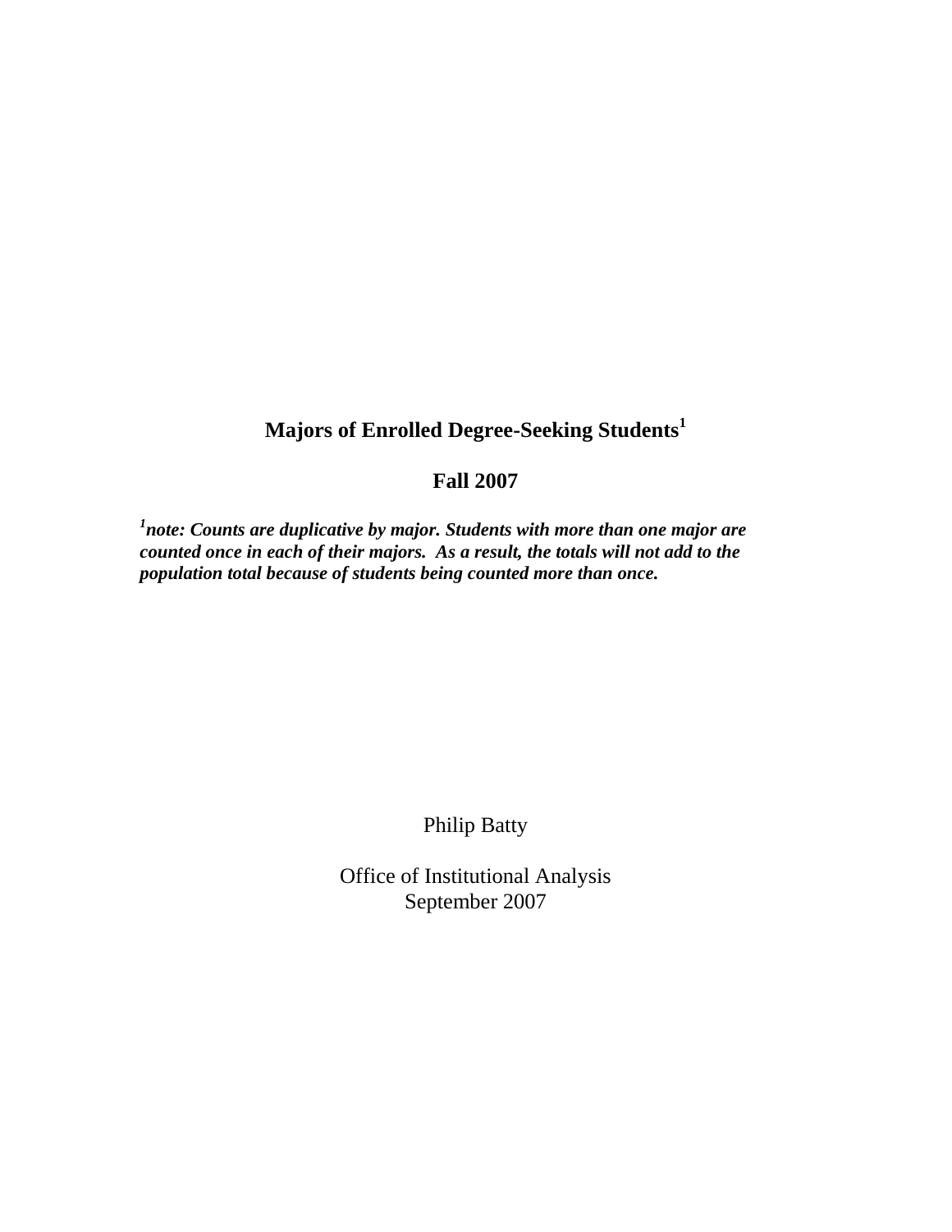# Majors of Enrolled Degree-Seeking Students[1]

## Fall 2007

***[1]note: Counts are duplicative by major. Students with more than one major are counted once in each of their majors. As a result, the totals will not add to the population total because of students being counted more than once.***

Philip Batty

Office of Institutional Analysis
September 2007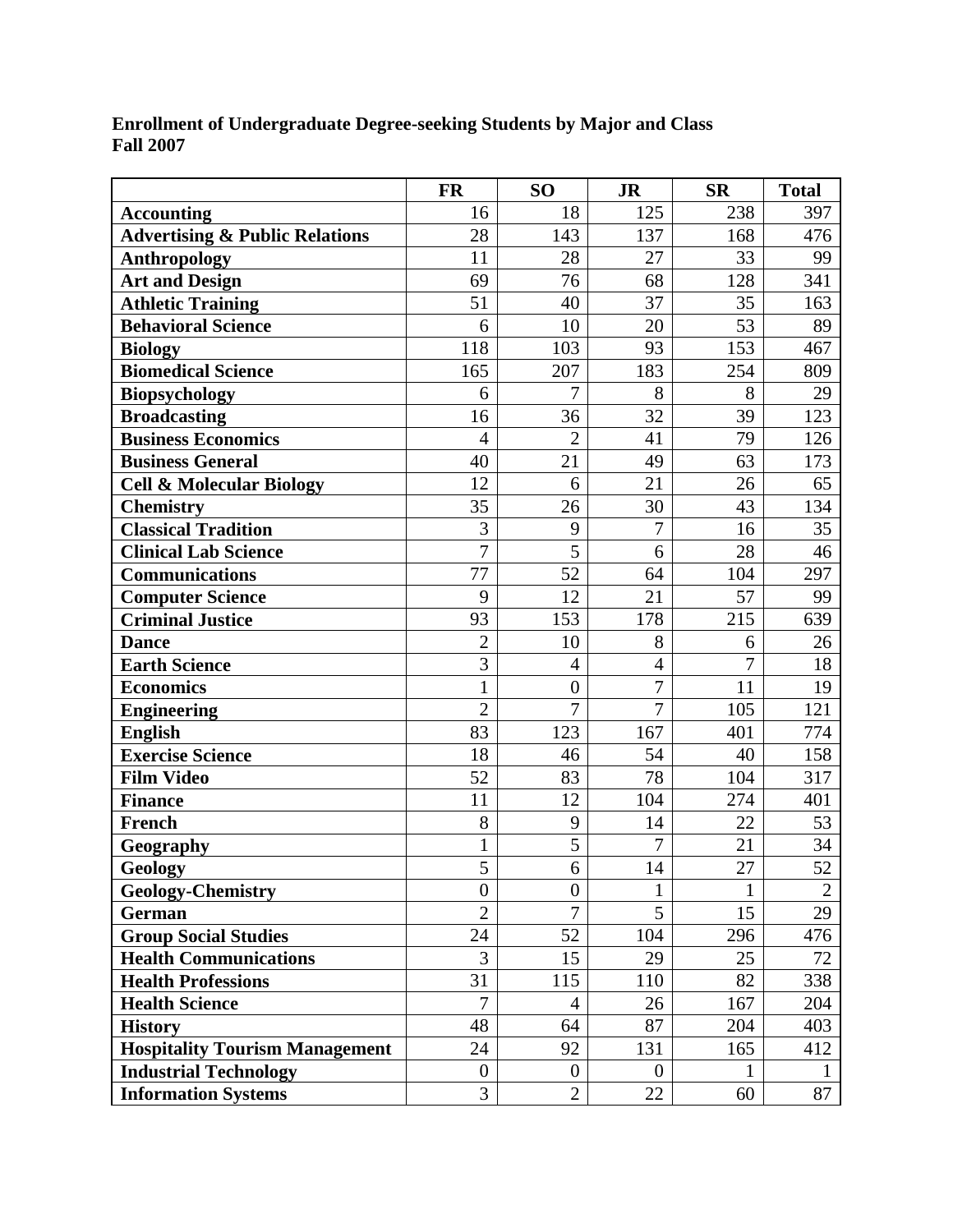**Enrollment of Undergraduate Degree-seeking Students by Major and Class**
**Fall 2007**

| | FR | SO | JR | SR | Total |
|---|---|---|---|---|---|
| **Accounting** | 16 | 18 | 125 | 238 | 397 |
| **Advertising & Public Relations** | 28 | 143 | 137 | 168 | 476 |
| **Anthropology** | 11 | 28 | 27 | 33 | 99 |
| **Art and Design** | 69 | 76 | 68 | 128 | 341 |
| **Athletic Training** | 51 | 40 | 37 | 35 | 163 |
| **Behavioral Science** | 6 | 10 | 20 | 53 | 89 |
| **Biology** | 118 | 103 | 93 | 153 | 467 |
| **Biomedical Science** | 165 | 207 | 183 | 254 | 809 |
| **Biopsychology** | 6 | 7 | 8 | 8 | 29 |
| **Broadcasting** | 16 | 36 | 32 | 39 | 123 |
| **Business Economics** | 4 | 2 | 41 | 79 | 126 |
| **Business General** | 40 | 21 | 49 | 63 | 173 |
| **Cell & Molecular Biology** | 12 | 6 | 21 | 26 | 65 |
| **Chemistry** | 35 | 26 | 30 | 43 | 134 |
| **Classical Tradition** | 3 | 9 | 7 | 16 | 35 |
| **Clinical Lab Science** | 7 | 5 | 6 | 28 | 46 |
| **Communications** | 77 | 52 | 64 | 104 | 297 |
| **Computer Science** | 9 | 12 | 21 | 57 | 99 |
| **Criminal Justice** | 93 | 153 | 178 | 215 | 639 |
| **Dance** | 2 | 10 | 8 | 6 | 26 |
| **Earth Science** | 3 | 4 | 4 | 7 | 18 |
| **Economics** | 1 | 0 | 7 | 11 | 19 |
| **Engineering** | 2 | 7 | 7 | 105 | 121 |
| **English** | 83 | 123 | 167 | 401 | 774 |
| **Exercise Science** | 18 | 46 | 54 | 40 | 158 |
| **Film Video** | 52 | 83 | 78 | 104 | 317 |
| **Finance** | 11 | 12 | 104 | 274 | 401 |
| **French** | 8 | 9 | 14 | 22 | 53 |
| **Geography** | 1 | 5 | 7 | 21 | 34 |
| **Geology** | 5 | 6 | 14 | 27 | 52 |
| **Geology-Chemistry** | 0 | 0 | 1 | 1 | 2 |
| **German** | 2 | 7 | 5 | 15 | 29 |
| **Group Social Studies** | 24 | 52 | 104 | 296 | 476 |
| **Health Communications** | 3 | 15 | 29 | 25 | 72 |
| **Health Professions** | 31 | 115 | 110 | 82 | 338 |
| **Health Science** | 7 | 4 | 26 | 167 | 204 |
| **History** | 48 | 64 | 87 | 204 | 403 |
| **Hospitality Tourism Management** | 24 | 92 | 131 | 165 | 412 |
| **Industrial Technology** | 0 | 0 | 0 | 1 | 1 |
| **Information Systems** | 3 | 2 | 22 | 60 | 87 |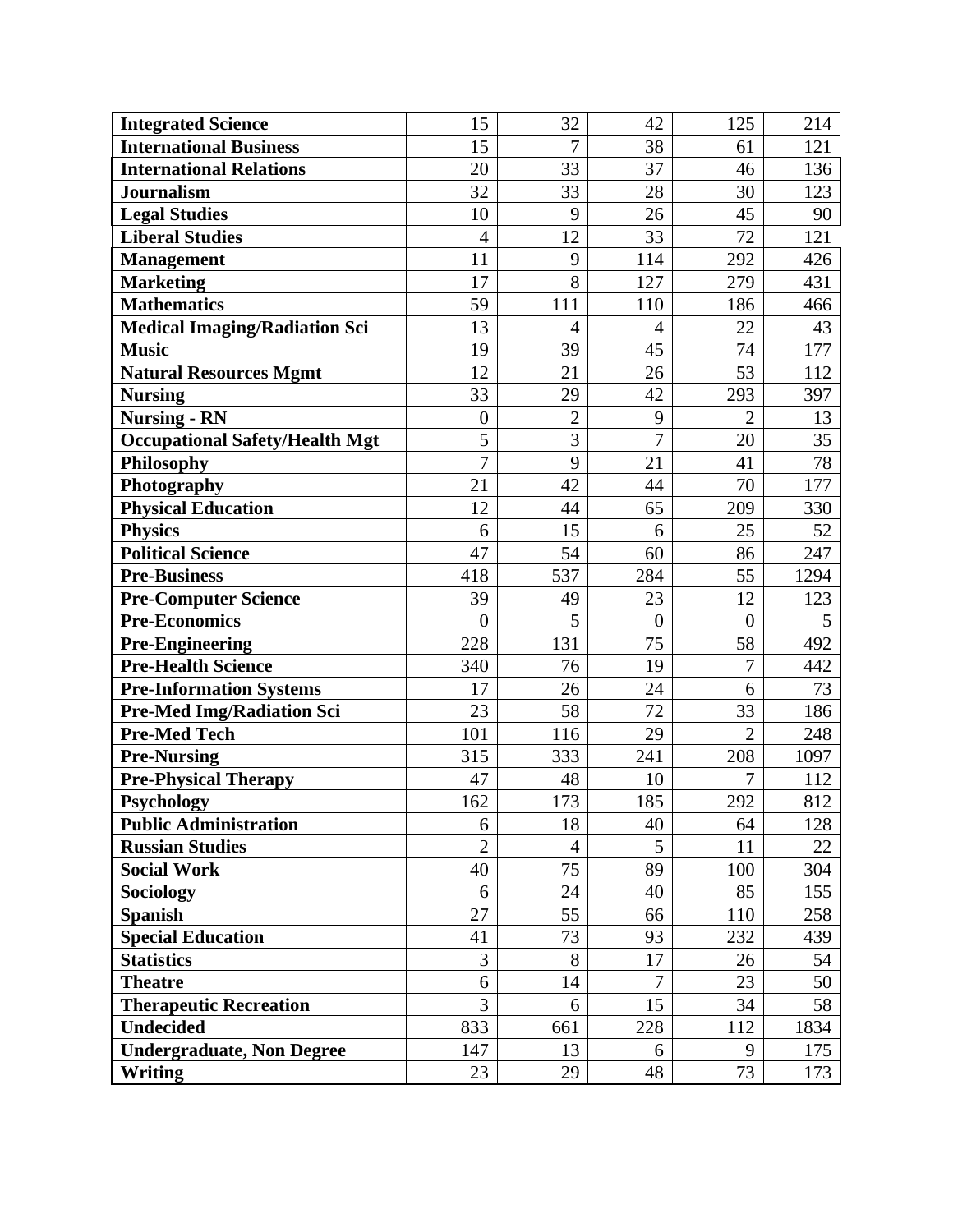| Integrated Science | 15 | 32 | 42 | 125 | 214 |
|---|---|---|---|---|---|
| International Business | 15 | 7 | 38 | 61 | 121 |
| International Relations | 20 | 33 | 37 | 46 | 136 |
| Journalism | 32 | 33 | 28 | 30 | 123 |
| Legal Studies | 10 | 9 | 26 | 45 | 90 |
| Liberal Studies | 4 | 12 | 33 | 72 | 121 |
| Management | 11 | 9 | 114 | 292 | 426 |
| Marketing | 17 | 8 | 127 | 279 | 431 |
| Mathematics | 59 | 111 | 110 | 186 | 466 |
| Medical Imaging/Radiation Sci | 13 | 4 | 4 | 22 | 43 |
| Music | 19 | 39 | 45 | 74 | 177 |
| Natural Resources Mgmt | 12 | 21 | 26 | 53 | 112 |
| Nursing | 33 | 29 | 42 | 293 | 397 |
| Nursing - RN | 0 | 2 | 9 | 2 | 13 |
| Occupational Safety/Health Mgt | 5 | 3 | 7 | 20 | 35 |
| Philosophy | 7 | 9 | 21 | 41 | 78 |
| Photography | 21 | 42 | 44 | 70 | 177 |
| Physical Education | 12 | 44 | 65 | 209 | 330 |
| Physics | 6 | 15 | 6 | 25 | 52 |
| Political Science | 47 | 54 | 60 | 86 | 247 |
| Pre-Business | 418 | 537 | 284 | 55 | 1294 |
| Pre-Computer Science | 39 | 49 | 23 | 12 | 123 |
| Pre-Economics | 0 | 5 | 0 | 0 | 5 |
| Pre-Engineering | 228 | 131 | 75 | 58 | 492 |
| Pre-Health Science | 340 | 76 | 19 | 7 | 442 |
| Pre-Information Systems | 17 | 26 | 24 | 6 | 73 |
| Pre-Med Img/Radiation Sci | 23 | 58 | 72 | 33 | 186 |
| Pre-Med Tech | 101 | 116 | 29 | 2 | 248 |
| Pre-Nursing | 315 | 333 | 241 | 208 | 1097 |
| Pre-Physical Therapy | 47 | 48 | 10 | 7 | 112 |
| Psychology | 162 | 173 | 185 | 292 | 812 |
| Public Administration | 6 | 18 | 40 | 64 | 128 |
| Russian Studies | 2 | 4 | 5 | 11 | 22 |
| Social Work | 40 | 75 | 89 | 100 | 304 |
| Sociology | 6 | 24 | 40 | 85 | 155 |
| Spanish | 27 | 55 | 66 | 110 | 258 |
| Special Education | 41 | 73 | 93 | 232 | 439 |
| Statistics | 3 | 8 | 17 | 26 | 54 |
| Theatre | 6 | 14 | 7 | 23 | 50 |
| Therapeutic Recreation | 3 | 6 | 15 | 34 | 58 |
| Undecided | 833 | 661 | 228 | 112 | 1834 |
| Undergraduate, Non Degree | 147 | 13 | 6 | 9 | 175 |
| Writing | 23 | 29 | 48 | 73 | 173 |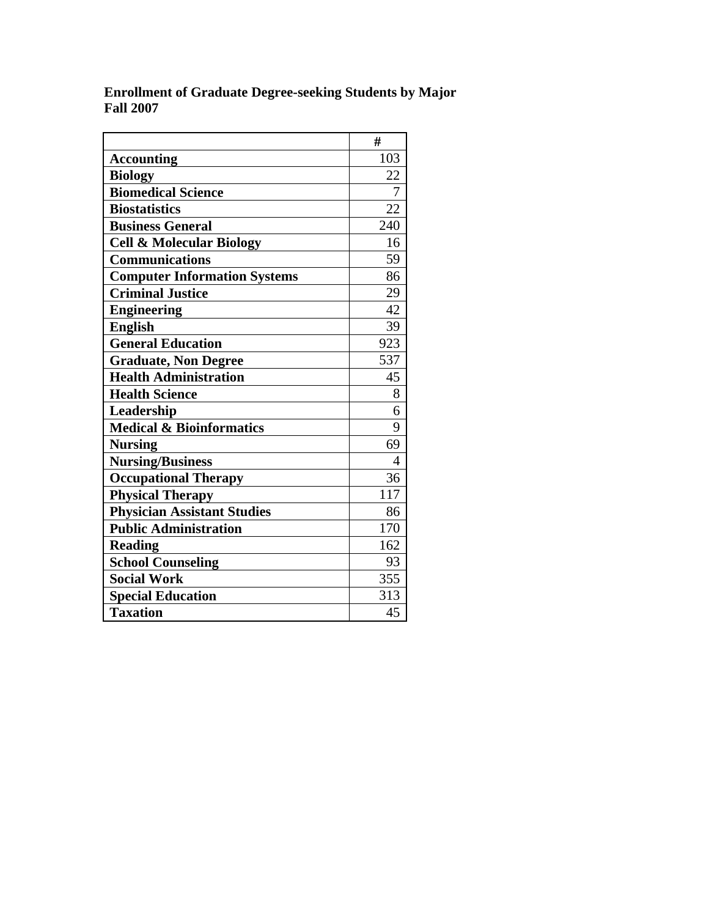**Enrollment of Graduate Degree-seeking Students by Major**
**Fall 2007**

| | # |
|---|---|
| **Accounting** | 103 |
| **Biology** | 22 |
| **Biomedical Science** | 7 |
| **Biostatistics** | 22 |
| **Business General** | 240 |
| **Cell & Molecular Biology** | 16 |
| **Communications** | 59 |
| **Computer Information Systems** | 86 |
| **Criminal Justice** | 29 |
| **Engineering** | 42 |
| **English** | 39 |
| **General Education** | 923 |
| **Graduate, Non Degree** | 537 |
| **Health Administration** | 45 |
| **Health Science** | 8 |
| **Leadership** | 6 |
| **Medical & Bioinformatics** | 9 |
| **Nursing** | 69 |
| **Nursing/Business** | 4 |
| **Occupational Therapy** | 36 |
| **Physical Therapy** | 117 |
| **Physician Assistant Studies** | 86 |
| **Public Administration** | 170 |
| **Reading** | 162 |
| **School Counseling** | 93 |
| **Social Work** | 355 |
| **Special Education** | 313 |
| **Taxation** | 45 |